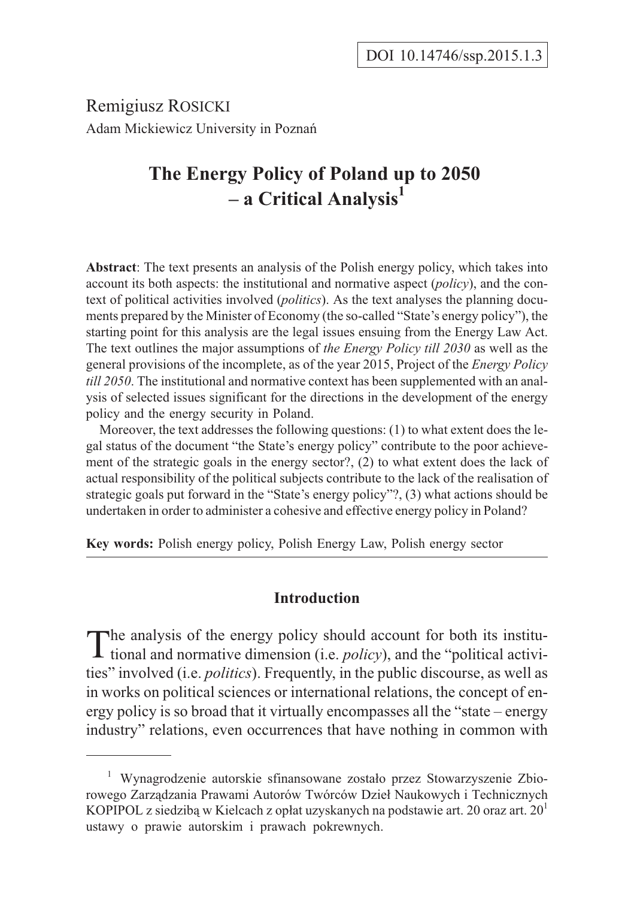DOI 10.14746/ssp.2015.1.3

Remigiusz ROSICKI
Adam Mickiewicz University in Poznań

# The Energy Policy of Poland up to 2050 – a Critical Analysis[1]

**Abstract**: The text presents an analysis of the Polish energy policy, which takes into account its both aspects: the institutional and normative aspect (*policy*), and the context of political activities involved (*politics*). As the text analyses the planning documents prepared by the Minister of Economy (the so-called "State's energy policy"), the starting point for this analysis are the legal issues ensuing from the Energy Law Act. The text outlines the major assumptions of *the Energy Policy till 2030* as well as the general provisions of the incomplete, as of the year 2015, Project of the *Energy Policy till 2050*. The institutional and normative context has been supplemented with an analysis of selected issues significant for the directions in the development of the energy policy and the energy security in Poland.

Moreover, the text addresses the following questions: (1) to what extent does the legal status of the document "the State's energy policy" contribute to the poor achievement of the strategic goals in the energy sector?, (2) to what extent does the lack of actual responsibility of the political subjects contribute to the lack of the realisation of strategic goals put forward in the "State's energy policy"?, (3) what actions should be undertaken in order to administer a cohesive and effective energy policy in Poland?

**Key words:** Polish energy policy, Polish Energy Law, Polish energy sector

## Introduction

The analysis of the energy policy should account for both its institutional and normative dimension (i.e. *policy*), and the "political activities" involved (i.e. *politics*). Frequently, in the public discourse, as well as in works on political sciences or international relations, the concept of energy policy is so broad that it virtually encompasses all the "state – energy industry" relations, even occurrences that have nothing in common with

[1] Wynagrodzenie autorskie sfinansowane zostało przez Stowarzyszenie Zbiorowego Zarządzania Prawami Autorów Twórców Dzieł Naukowych i Technicznych KOPIPOL z siedzibą w Kielcach z opłat uzyskanych na podstawie art. 20 oraz art. 20[1] ustawy o prawie autorskim i prawach pokrewnych.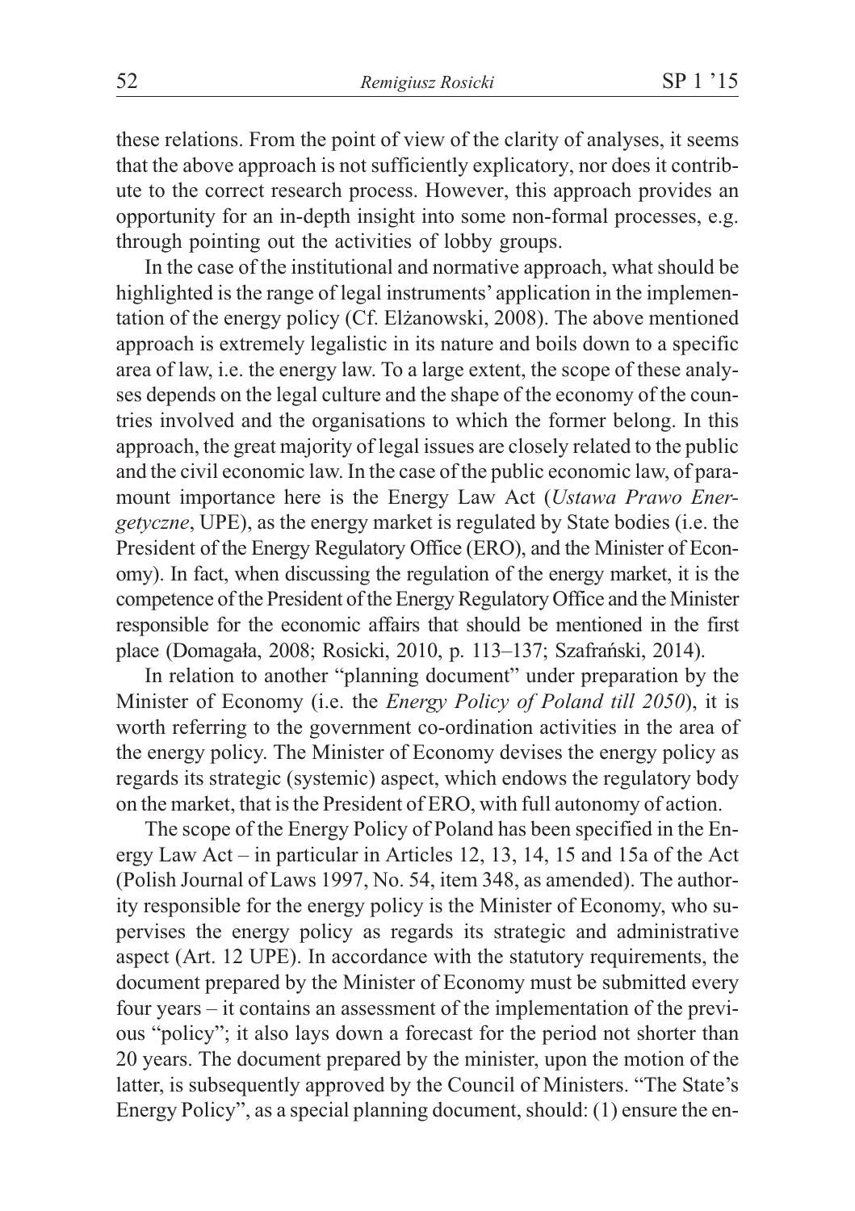these relations. From the point of view of the clarity of analyses, it seems that the above approach is not sufficiently explicatory, nor does it contribute to the correct research process. However, this approach provides an opportunity for an in-depth insight into some non-formal processes, e.g. through pointing out the activities of lobby groups.

In the case of the institutional and normative approach, what should be highlighted is the range of legal instruments' application in the implementation of the energy policy (Cf. Elżanowski, 2008). The above mentioned approach is extremely legalistic in its nature and boils down to a specific area of law, i.e. the energy law. To a large extent, the scope of these analyses depends on the legal culture and the shape of the economy of the countries involved and the organisations to which the former belong. In this approach, the great majority of legal issues are closely related to the public and the civil economic law. In the case of the public economic law, of paramount importance here is the Energy Law Act (*Ustawa Prawo Energetyczne*, UPE), as the energy market is regulated by State bodies (i.e. the President of the Energy Regulatory Office (ERO), and the Minister of Economy). In fact, when discussing the regulation of the energy market, it is the competence of the President of the Energy Regulatory Office and the Minister responsible for the economic affairs that should be mentioned in the first place (Domagała, 2008; Rosicki, 2010, p. 113–137; Szafrański, 2014).

In relation to another "planning document" under preparation by the Minister of Economy (i.e. the *Energy Policy of Poland till 2050*), it is worth referring to the government co-ordination activities in the area of the energy policy. The Minister of Economy devises the energy policy as regards its strategic (systemic) aspect, which endows the regulatory body on the market, that is the President of ERO, with full autonomy of action.

The scope of the Energy Policy of Poland has been specified in the Energy Law Act – in particular in Articles 12, 13, 14, 15 and 15a of the Act (Polish Journal of Laws 1997, No. 54, item 348, as amended). The authority responsible for the energy policy is the Minister of Economy, who supervises the energy policy as regards its strategic and administrative aspect (Art. 12 UPE). In accordance with the statutory requirements, the document prepared by the Minister of Economy must be submitted every four years – it contains an assessment of the implementation of the previous "policy"; it also lays down a forecast for the period not shorter than 20 years. The document prepared by the minister, upon the motion of the latter, is subsequently approved by the Council of Ministers. "The State's Energy Policy", as a special planning document, should: (1) ensure the en-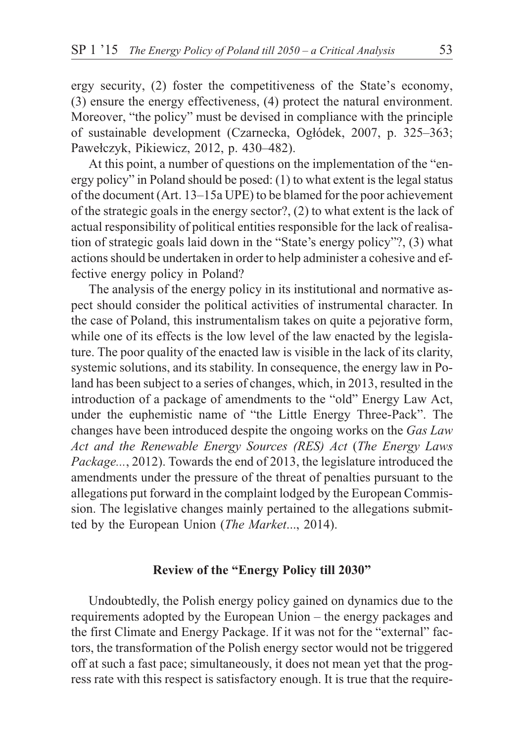ergy security, (2) foster the competitiveness of the State's economy, (3) ensure the energy effectiveness, (4) protect the natural environment. Moreover, "the policy" must be devised in compliance with the principle of sustainable development (Czarnecka, Ogłódek, 2007, p. 325–363; Pawełczyk, Pikiewicz, 2012, p. 430–482).

At this point, a number of questions on the implementation of the "energy policy" in Poland should be posed: (1) to what extent is the legal status of the document (Art. 13–15a UPE) to be blamed for the poor achievement of the strategic goals in the energy sector?, (2) to what extent is the lack of actual responsibility of political entities responsible for the lack of realisation of strategic goals laid down in the "State's energy policy"?, (3) what actions should be undertaken in order to help administer a cohesive and effective energy policy in Poland?

The analysis of the energy policy in its institutional and normative aspect should consider the political activities of instrumental character. In the case of Poland, this instrumentalism takes on quite a pejorative form, while one of its effects is the low level of the law enacted by the legislature. The poor quality of the enacted law is visible in the lack of its clarity, systemic solutions, and its stability. In consequence, the energy law in Poland has been subject to a series of changes, which, in 2013, resulted in the introduction of a package of amendments to the "old" Energy Law Act, under the euphemistic name of "the Little Energy Three-Pack". The changes have been introduced despite the ongoing works on the *Gas Law Act and the Renewable Energy Sources (RES) Act* (*The Energy Laws Package...*, 2012). Towards the end of 2013, the legislature introduced the amendments under the pressure of the threat of penalties pursuant to the allegations put forward in the complaint lodged by the European Commission. The legislative changes mainly pertained to the allegations submitted by the European Union (*The Market*..., 2014).

## Review of the "Energy Policy till 2030"

Undoubtedly, the Polish energy policy gained on dynamics due to the requirements adopted by the European Union – the energy packages and the first Climate and Energy Package. If it was not for the "external" factors, the transformation of the Polish energy sector would not be triggered off at such a fast pace; simultaneously, it does not mean yet that the progress rate with this respect is satisfactory enough. It is true that the require-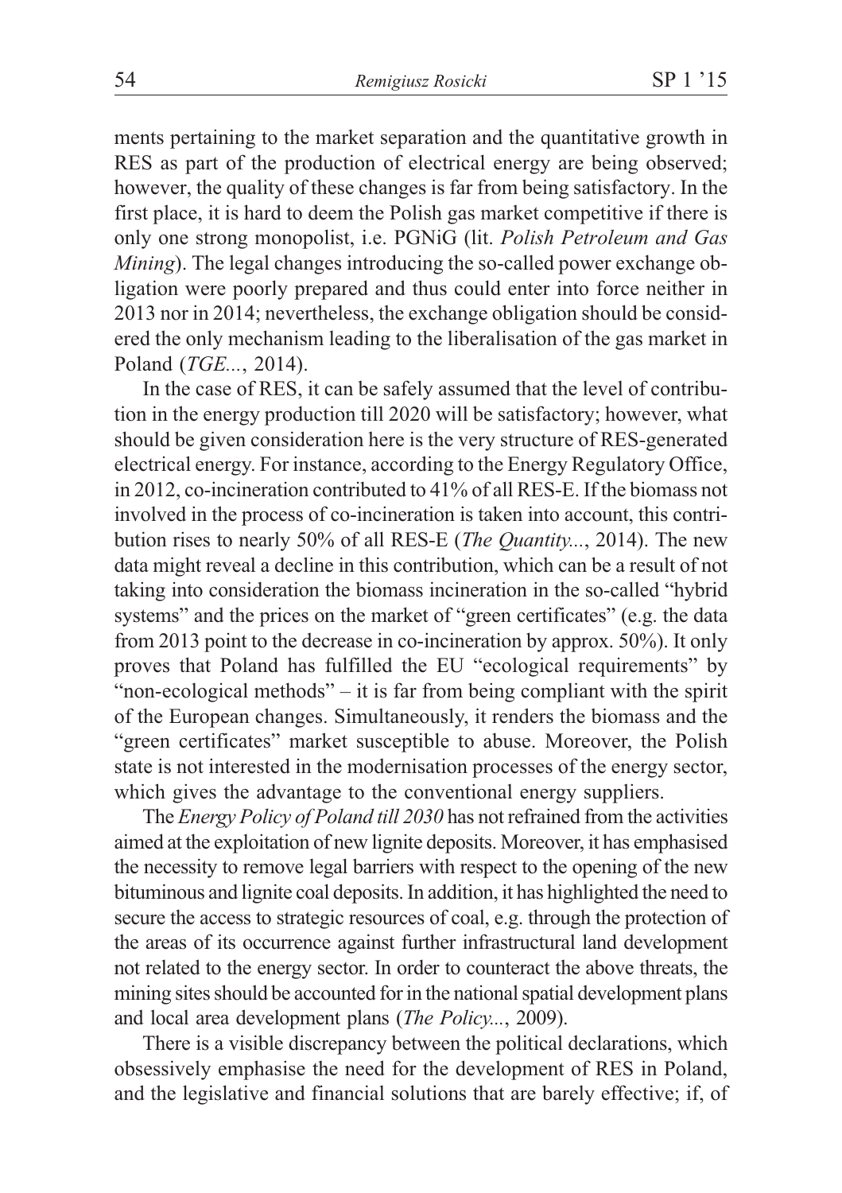ments pertaining to the market separation and the quantitative growth in RES as part of the production of electrical energy are being observed; however, the quality of these changes is far from being satisfactory. In the first place, it is hard to deem the Polish gas market competitive if there is only one strong monopolist, i.e. PGNiG (lit. *Polish Petroleum and Gas Mining*). The legal changes introducing the so-called power exchange obligation were poorly prepared and thus could enter into force neither in 2013 nor in 2014; nevertheless, the exchange obligation should be considered the only mechanism leading to the liberalisation of the gas market in Poland (*TGE...*, 2014).

In the case of RES, it can be safely assumed that the level of contribution in the energy production till 2020 will be satisfactory; however, what should be given consideration here is the very structure of RES-generated electrical energy. For instance, according to the Energy Regulatory Office, in 2012, co-incineration contributed to 41% of all RES-E. If the biomass not involved in the process of co-incineration is taken into account, this contribution rises to nearly 50% of all RES-E (*The Quantity...*, 2014). The new data might reveal a decline in this contribution, which can be a result of not taking into consideration the biomass incineration in the so-called "hybrid systems" and the prices on the market of "green certificates" (e.g. the data from 2013 point to the decrease in co-incineration by approx. 50%). It only proves that Poland has fulfilled the EU "ecological requirements" by "non-ecological methods" – it is far from being compliant with the spirit of the European changes. Simultaneously, it renders the biomass and the "green certificates" market susceptible to abuse. Moreover, the Polish state is not interested in the modernisation processes of the energy sector, which gives the advantage to the conventional energy suppliers.

The *Energy Policy of Poland till 2030* has not refrained from the activities aimed at the exploitation of new lignite deposits. Moreover, it has emphasised the necessity to remove legal barriers with respect to the opening of the new bituminous and lignite coal deposits. In addition, it has highlighted the need to secure the access to strategic resources of coal, e.g. through the protection of the areas of its occurrence against further infrastructural land development not related to the energy sector. In order to counteract the above threats, the mining sites should be accounted for in the national spatial development plans and local area development plans (*The Policy...*, 2009).

There is a visible discrepancy between the political declarations, which obsessively emphasise the need for the development of RES in Poland, and the legislative and financial solutions that are barely effective; if, of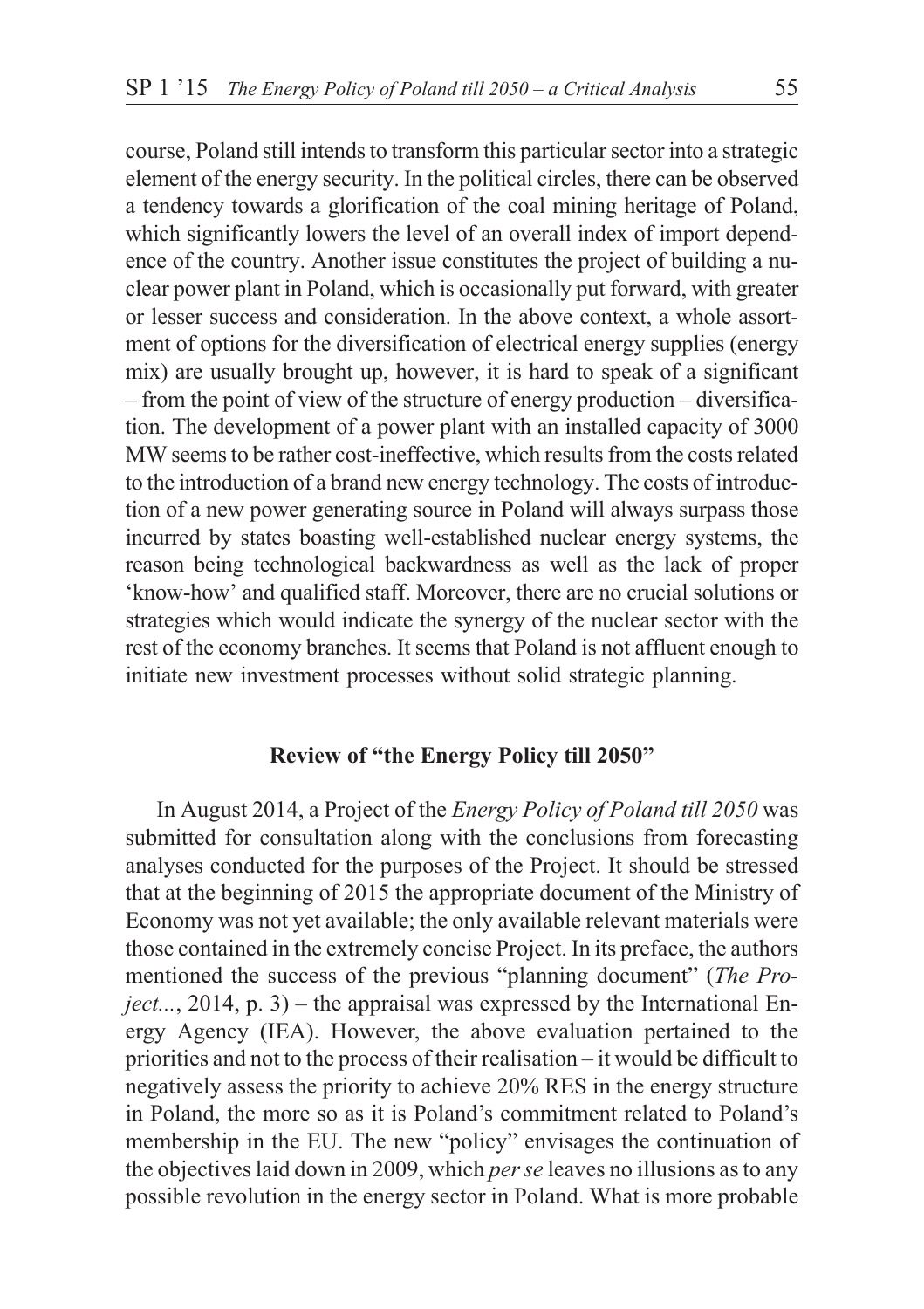course, Poland still intends to transform this particular sector into a strategic element of the energy security. In the political circles, there can be observed a tendency towards a glorification of the coal mining heritage of Poland, which significantly lowers the level of an overall index of import dependence of the country. Another issue constitutes the project of building a nuclear power plant in Poland, which is occasionally put forward, with greater or lesser success and consideration. In the above context, a whole assortment of options for the diversification of electrical energy supplies (energy mix) are usually brought up, however, it is hard to speak of a significant – from the point of view of the structure of energy production – diversification. The development of a power plant with an installed capacity of 3000 MW seems to be rather cost-ineffective, which results from the costs related to the introduction of a brand new energy technology. The costs of introduction of a new power generating source in Poland will always surpass those incurred by states boasting well-established nuclear energy systems, the reason being technological backwardness as well as the lack of proper 'know-how' and qualified staff. Moreover, there are no crucial solutions or strategies which would indicate the synergy of the nuclear sector with the rest of the economy branches. It seems that Poland is not affluent enough to initiate new investment processes without solid strategic planning.

## Review of "the Energy Policy till 2050"

In August 2014, a Project of the *Energy Policy of Poland till 2050* was submitted for consultation along with the conclusions from forecasting analyses conducted for the purposes of the Project. It should be stressed that at the beginning of 2015 the appropriate document of the Ministry of Economy was not yet available; the only available relevant materials were those contained in the extremely concise Project. In its preface, the authors mentioned the success of the previous "planning document" (*The Project...*, 2014, p. 3) – the appraisal was expressed by the International Energy Agency (IEA). However, the above evaluation pertained to the priorities and not to the process of their realisation – it would be difficult to negatively assess the priority to achieve 20% RES in the energy structure in Poland, the more so as it is Poland's commitment related to Poland's membership in the EU. The new "policy" envisages the continuation of the objectives laid down in 2009, which *per se* leaves no illusions as to any possible revolution in the energy sector in Poland. What is more probable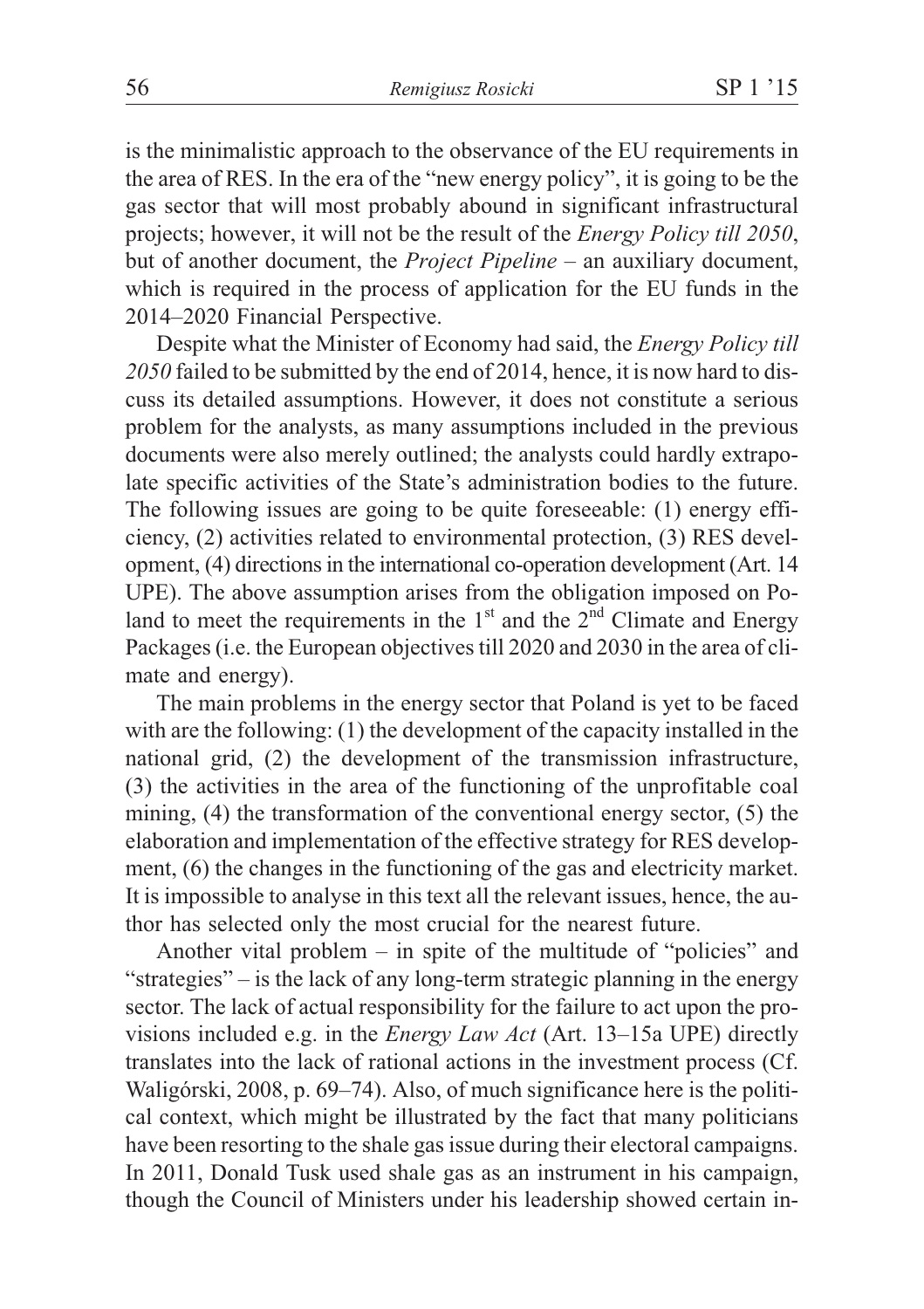is the minimalistic approach to the observance of the EU requirements in the area of RES. In the era of the "new energy policy", it is going to be the gas sector that will most probably abound in significant infrastructural projects; however, it will not be the result of the *Energy Policy till 2050*, but of another document, the *Project Pipeline* – an auxiliary document, which is required in the process of application for the EU funds in the 2014–2020 Financial Perspective.

Despite what the Minister of Economy had said, the *Energy Policy till 2050* failed to be submitted by the end of 2014, hence, it is now hard to discuss its detailed assumptions. However, it does not constitute a serious problem for the analysts, as many assumptions included in the previous documents were also merely outlined; the analysts could hardly extrapolate specific activities of the State's administration bodies to the future. The following issues are going to be quite foreseeable: (1) energy efficiency, (2) activities related to environmental protection, (3) RES development, (4) directions in the international co-operation development (Art. 14 UPE). The above assumption arises from the obligation imposed on Poland to meet the requirements in the 1st and the 2nd Climate and Energy Packages (i.e. the European objectives till 2020 and 2030 in the area of climate and energy).

The main problems in the energy sector that Poland is yet to be faced with are the following: (1) the development of the capacity installed in the national grid, (2) the development of the transmission infrastructure, (3) the activities in the area of the functioning of the unprofitable coal mining, (4) the transformation of the conventional energy sector, (5) the elaboration and implementation of the effective strategy for RES development, (6) the changes in the functioning of the gas and electricity market. It is impossible to analyse in this text all the relevant issues, hence, the author has selected only the most crucial for the nearest future.

Another vital problem – in spite of the multitude of "policies" and "strategies" – is the lack of any long-term strategic planning in the energy sector. The lack of actual responsibility for the failure to act upon the provisions included e.g. in the *Energy Law Act* (Art. 13–15a UPE) directly translates into the lack of rational actions in the investment process (Cf. Waligórski, 2008, p. 69–74). Also, of much significance here is the political context, which might be illustrated by the fact that many politicians have been resorting to the shale gas issue during their electoral campaigns. In 2011, Donald Tusk used shale gas as an instrument in his campaign, though the Council of Ministers under his leadership showed certain in-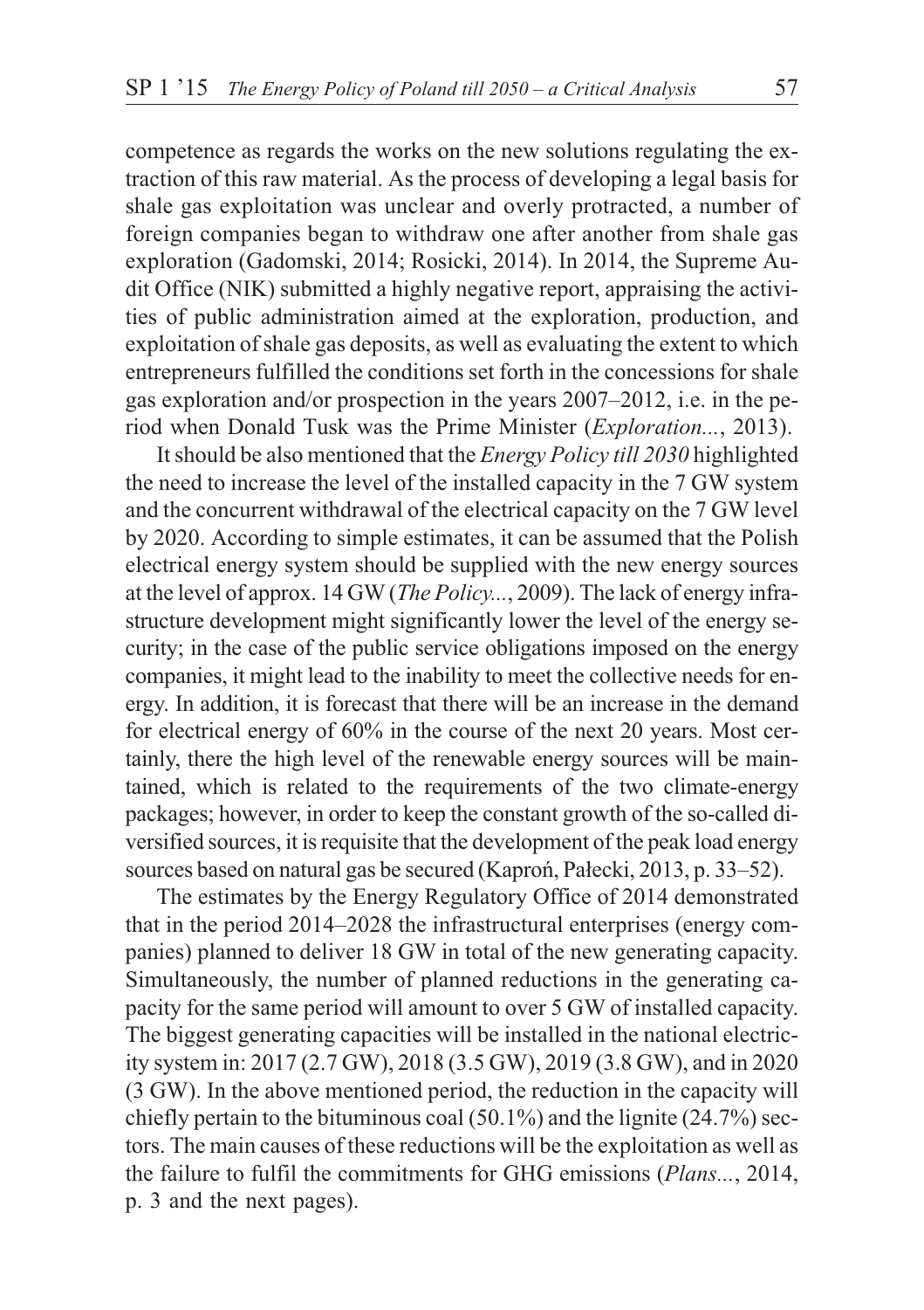competence as regards the works on the new solutions regulating the extraction of this raw material. As the process of developing a legal basis for shale gas exploitation was unclear and overly protracted, a number of foreign companies began to withdraw one after another from shale gas exploration (Gadomski, 2014; Rosicki, 2014). In 2014, the Supreme Audit Office (NIK) submitted a highly negative report, appraising the activities of public administration aimed at the exploration, production, and exploitation of shale gas deposits, as well as evaluating the extent to which entrepreneurs fulfilled the conditions set forth in the concessions for shale gas exploration and/or prospection in the years 2007–2012, i.e. in the period when Donald Tusk was the Prime Minister (*Exploration...*, 2013).

It should be also mentioned that the *Energy Policy till 2030* highlighted the need to increase the level of the installed capacity in the 7 GW system and the concurrent withdrawal of the electrical capacity on the 7 GW level by 2020. According to simple estimates, it can be assumed that the Polish electrical energy system should be supplied with the new energy sources at the level of approx. 14 GW (*The Policy...*, 2009). The lack of energy infrastructure development might significantly lower the level of the energy security; in the case of the public service obligations imposed on the energy companies, it might lead to the inability to meet the collective needs for energy. In addition, it is forecast that there will be an increase in the demand for electrical energy of 60% in the course of the next 20 years. Most certainly, there the high level of the renewable energy sources will be maintained, which is related to the requirements of the two climate-energy packages; however, in order to keep the constant growth of the so-called diversified sources, it is requisite that the development of the peak load energy sources based on natural gas be secured (Kaproń, Pałecki, 2013, p. 33–52).

The estimates by the Energy Regulatory Office of 2014 demonstrated that in the period 2014–2028 the infrastructural enterprises (energy companies) planned to deliver 18 GW in total of the new generating capacity. Simultaneously, the number of planned reductions in the generating capacity for the same period will amount to over 5 GW of installed capacity. The biggest generating capacities will be installed in the national electricity system in: 2017 (2.7 GW), 2018 (3.5 GW), 2019 (3.8 GW), and in 2020 (3 GW). In the above mentioned period, the reduction in the capacity will chiefly pertain to the bituminous coal (50.1%) and the lignite (24.7%) sectors. The main causes of these reductions will be the exploitation as well as the failure to fulfil the commitments for GHG emissions (*Plans...*, 2014, p. 3 and the next pages).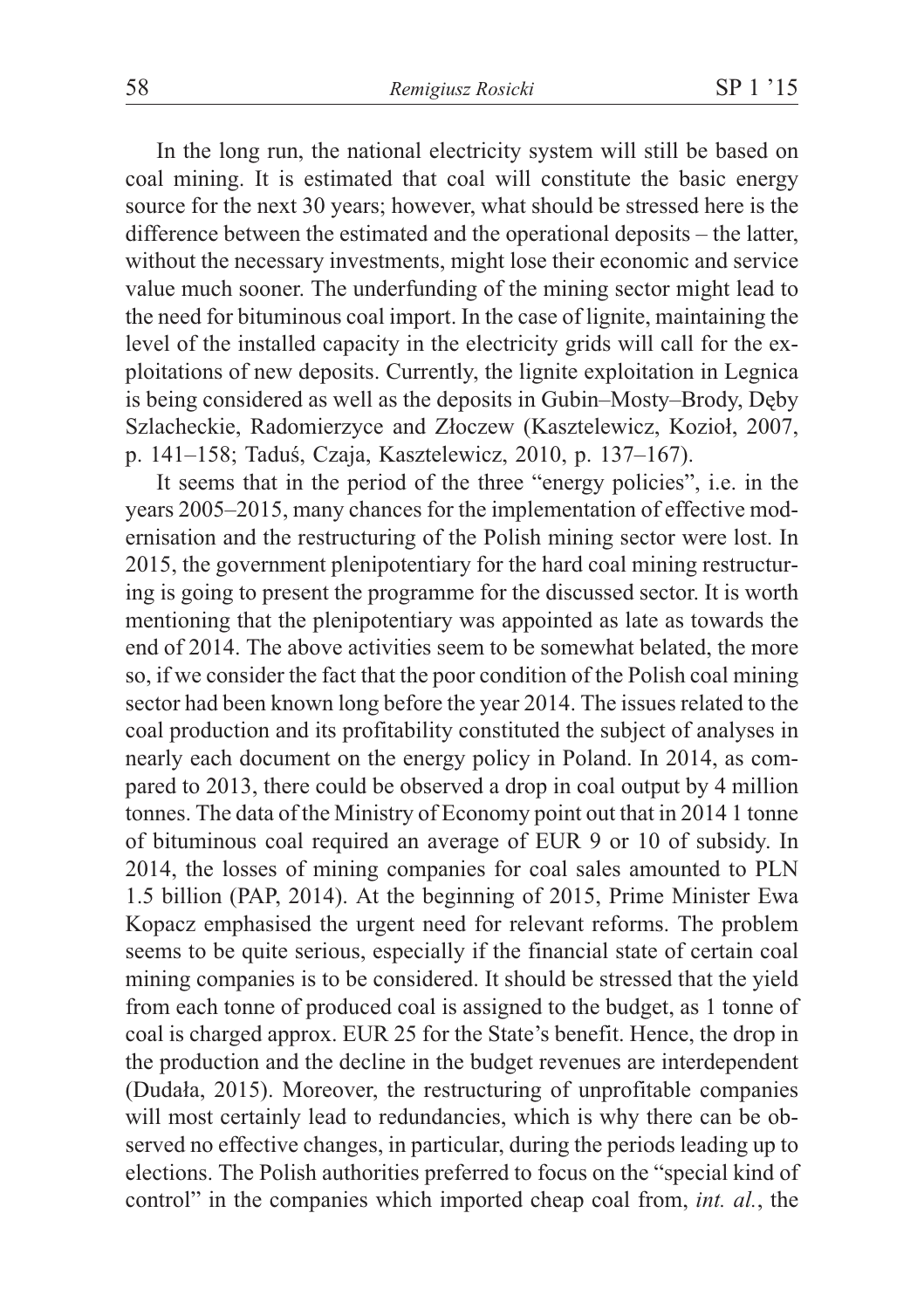In the long run, the national electricity system will still be based on coal mining. It is estimated that coal will constitute the basic energy source for the next 30 years; however, what should be stressed here is the difference between the estimated and the operational deposits – the latter, without the necessary investments, might lose their economic and service value much sooner. The underfunding of the mining sector might lead to the need for bituminous coal import. In the case of lignite, maintaining the level of the installed capacity in the electricity grids will call for the exploitations of new deposits. Currently, the lignite exploitation in Legnica is being considered as well as the deposits in Gubin–Mosty–Brody, Dęby Szlacheckie, Radomierzyce and Złoczew (Kasztelewicz, Kozioł, 2007, p. 141–158; Taduś, Czaja, Kasztelewicz, 2010, p. 137–167).

It seems that in the period of the three "energy policies", i.e. in the years 2005–2015, many chances for the implementation of effective modernisation and the restructuring of the Polish mining sector were lost. In 2015, the government plenipotentiary for the hard coal mining restructuring is going to present the programme for the discussed sector. It is worth mentioning that the plenipotentiary was appointed as late as towards the end of 2014. The above activities seem to be somewhat belated, the more so, if we consider the fact that the poor condition of the Polish coal mining sector had been known long before the year 2014. The issues related to the coal production and its profitability constituted the subject of analyses in nearly each document on the energy policy in Poland. In 2014, as compared to 2013, there could be observed a drop in coal output by 4 million tonnes. The data of the Ministry of Economy point out that in 2014 1 tonne of bituminous coal required an average of EUR 9 or 10 of subsidy. In 2014, the losses of mining companies for coal sales amounted to PLN 1.5 billion (PAP, 2014). At the beginning of 2015, Prime Minister Ewa Kopacz emphasised the urgent need for relevant reforms. The problem seems to be quite serious, especially if the financial state of certain coal mining companies is to be considered. It should be stressed that the yield from each tonne of produced coal is assigned to the budget, as 1 tonne of coal is charged approx. EUR 25 for the State's benefit. Hence, the drop in the production and the decline in the budget revenues are interdependent (Dudała, 2015). Moreover, the restructuring of unprofitable companies will most certainly lead to redundancies, which is why there can be observed no effective changes, in particular, during the periods leading up to elections. The Polish authorities preferred to focus on the "special kind of control" in the companies which imported cheap coal from, *int. al.*, the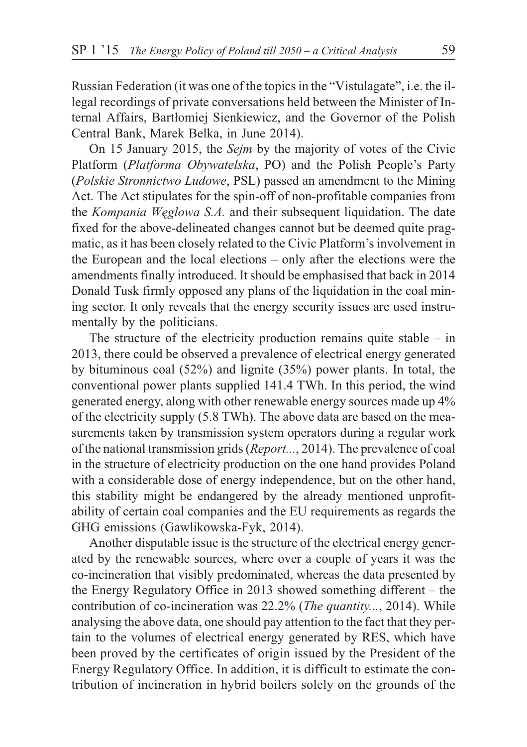Russian Federation (it was one of the topics in the "Vistulagate", i.e. the illegal recordings of private conversations held between the Minister of Internal Affairs, Bartłomiej Sienkiewicz, and the Governor of the Polish Central Bank, Marek Belka, in June 2014).

On 15 January 2015, the *Sejm* by the majority of votes of the Civic Platform (*Platforma Obywatelska*, PO) and the Polish People's Party (*Polskie Stronnictwo Ludowe*, PSL) passed an amendment to the Mining Act. The Act stipulates for the spin-off of non-profitable companies from the *Kompania Węglowa S.A.* and their subsequent liquidation. The date fixed for the above-delineated changes cannot but be deemed quite pragmatic, as it has been closely related to the Civic Platform's involvement in the European and the local elections – only after the elections were the amendments finally introduced. It should be emphasised that back in 2014 Donald Tusk firmly opposed any plans of the liquidation in the coal mining sector. It only reveals that the energy security issues are used instrumentally by the politicians.

The structure of the electricity production remains quite stable – in 2013, there could be observed a prevalence of electrical energy generated by bituminous coal (52%) and lignite (35%) power plants. In total, the conventional power plants supplied 141.4 TWh. In this period, the wind generated energy, along with other renewable energy sources made up 4% of the electricity supply (5.8 TWh). The above data are based on the measurements taken by transmission system operators during a regular work of the national transmission grids (*Report...*, 2014). The prevalence of coal in the structure of electricity production on the one hand provides Poland with a considerable dose of energy independence, but on the other hand, this stability might be endangered by the already mentioned unprofitability of certain coal companies and the EU requirements as regards the GHG emissions (Gawlikowska-Fyk, 2014).

Another disputable issue is the structure of the electrical energy generated by the renewable sources, where over a couple of years it was the co-incineration that visibly predominated, whereas the data presented by the Energy Regulatory Office in 2013 showed something different – the contribution of co-incineration was 22.2% (*The quantity...*, 2014). While analysing the above data, one should pay attention to the fact that they pertain to the volumes of electrical energy generated by RES, which have been proved by the certificates of origin issued by the President of the Energy Regulatory Office. In addition, it is difficult to estimate the contribution of incineration in hybrid boilers solely on the grounds of the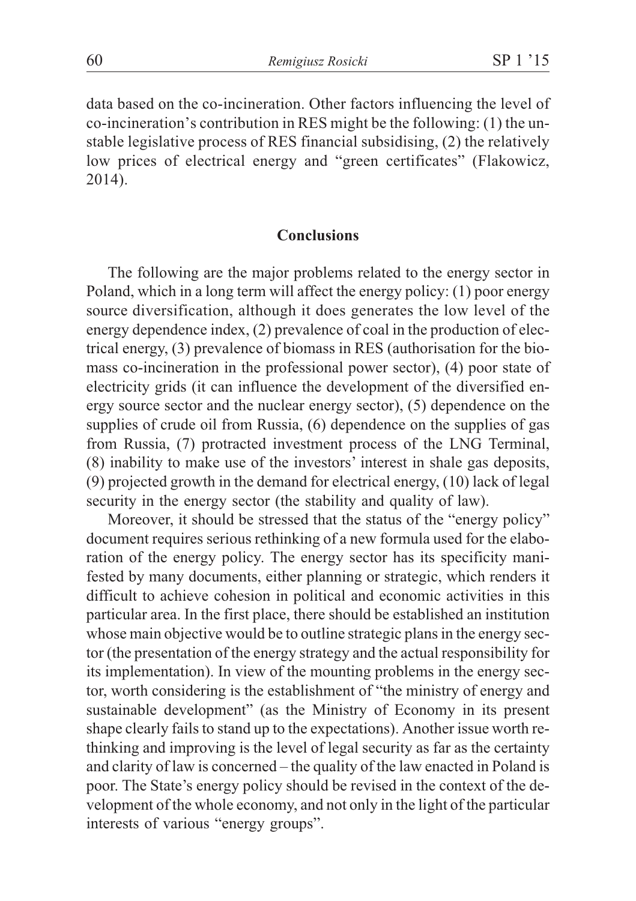data based on the co-incineration. Other factors influencing the level of co-incineration's contribution in RES might be the following: (1) the unstable legislative process of RES financial subsidising, (2) the relatively low prices of electrical energy and "green certificates" (Flakowicz, 2014).

## Conclusions

The following are the major problems related to the energy sector in Poland, which in a long term will affect the energy policy: (1) poor energy source diversification, although it does generates the low level of the energy dependence index, (2) prevalence of coal in the production of electrical energy, (3) prevalence of biomass in RES (authorisation for the biomass co-incineration in the professional power sector), (4) poor state of electricity grids (it can influence the development of the diversified energy source sector and the nuclear energy sector), (5) dependence on the supplies of crude oil from Russia, (6) dependence on the supplies of gas from Russia, (7) protracted investment process of the LNG Terminal, (8) inability to make use of the investors' interest in shale gas deposits, (9) projected growth in the demand for electrical energy, (10) lack of legal security in the energy sector (the stability and quality of law).

Moreover, it should be stressed that the status of the "energy policy" document requires serious rethinking of a new formula used for the elaboration of the energy policy. The energy sector has its specificity manifested by many documents, either planning or strategic, which renders it difficult to achieve cohesion in political and economic activities in this particular area. In the first place, there should be established an institution whose main objective would be to outline strategic plans in the energy sector (the presentation of the energy strategy and the actual responsibility for its implementation). In view of the mounting problems in the energy sector, worth considering is the establishment of "the ministry of energy and sustainable development" (as the Ministry of Economy in its present shape clearly fails to stand up to the expectations). Another issue worth rethinking and improving is the level of legal security as far as the certainty and clarity of law is concerned – the quality of the law enacted in Poland is poor. The State's energy policy should be revised in the context of the development of the whole economy, and not only in the light of the particular interests of various "energy groups".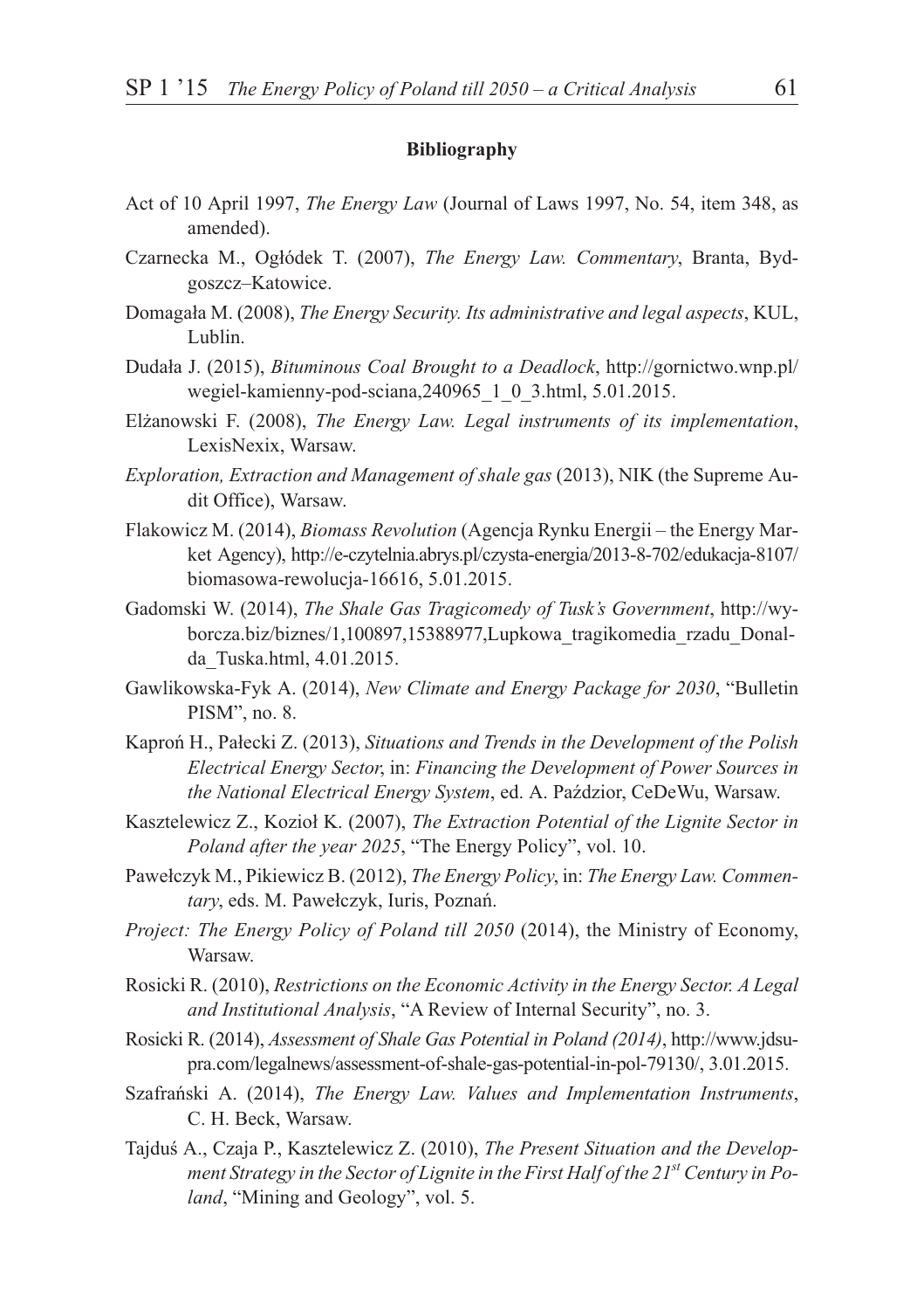**Bibliography**

Act of 10 April 1997, *The Energy Law* (Journal of Laws 1997, No. 54, item 348, as amended).

Czarnecka M., Ogłódek T. (2007), *The Energy Law. Commentary*, Branta, Bydgoszcz–Katowice.

Domagała M. (2008), *The Energy Security. Its administrative and legal aspects*, KUL, Lublin.

Dudała J. (2015), *Bituminous Coal Brought to a Deadlock*, http://gornictwo.wnp.pl/wegiel-kamienny-pod-sciana,240965_1_0_3.html, 5.01.2015.

Elżanowski F. (2008), *The Energy Law. Legal instruments of its implementation*, LexisNexix, Warsaw.

*Exploration, Extraction and Management of shale gas* (2013), NIK (the Supreme Audit Office), Warsaw.

Flakowicz M. (2014), *Biomass Revolution* (Agencja Rynku Energii – the Energy Market Agency), http://e-czytelnia.abrys.pl/czysta-energia/2013-8-702/edukacja-8107/biomasowa-rewolucja-16616, 5.01.2015.

Gadomski W. (2014), *The Shale Gas Tragicomedy of Tusk's Government*, http://wyborcza.biz/biznes/1,100897,15388977,Lupkowa_tragikomedia_rzadu_Donalda_Tuska.html, 4.01.2015.

Gawlikowska-Fyk A. (2014), *New Climate and Energy Package for 2030*, "Bulletin PISM", no. 8.

Kaproń H., Pałecki Z. (2013), *Situations and Trends in the Development of the Polish Electrical Energy Sector*, in: *Financing the Development of Power Sources in the National Electrical Energy System*, ed. A. Paździor, CeDeWu, Warsaw.

Kasztelewicz Z., Kozioł K. (2007), *The Extraction Potential of the Lignite Sector in Poland after the year 2025*, "The Energy Policy", vol. 10.

Pawełczyk M., Pikiewicz B. (2012), *The Energy Policy*, in: *The Energy Law. Commentary*, eds. M. Pawełczyk, Iuris, Poznań.

*Project: The Energy Policy of Poland till 2050* (2014), the Ministry of Economy, Warsaw.

Rosicki R. (2010), *Restrictions on the Economic Activity in the Energy Sector. A Legal and Institutional Analysis*, "A Review of Internal Security", no. 3.

Rosicki R. (2014), *Assessment of Shale Gas Potential in Poland (2014)*, http://www.jdsupra.com/legalnews/assessment-of-shale-gas-potential-in-pol-79130/, 3.01.2015.

Szafrański A. (2014), *The Energy Law. Values and Implementation Instruments*, C. H. Beck, Warsaw.

Tajduś A., Czaja P., Kasztelewicz Z. (2010), *The Present Situation and the Development Strategy in the Sector of Lignite in the First Half of the 21st Century in Poland*, "Mining and Geology", vol. 5.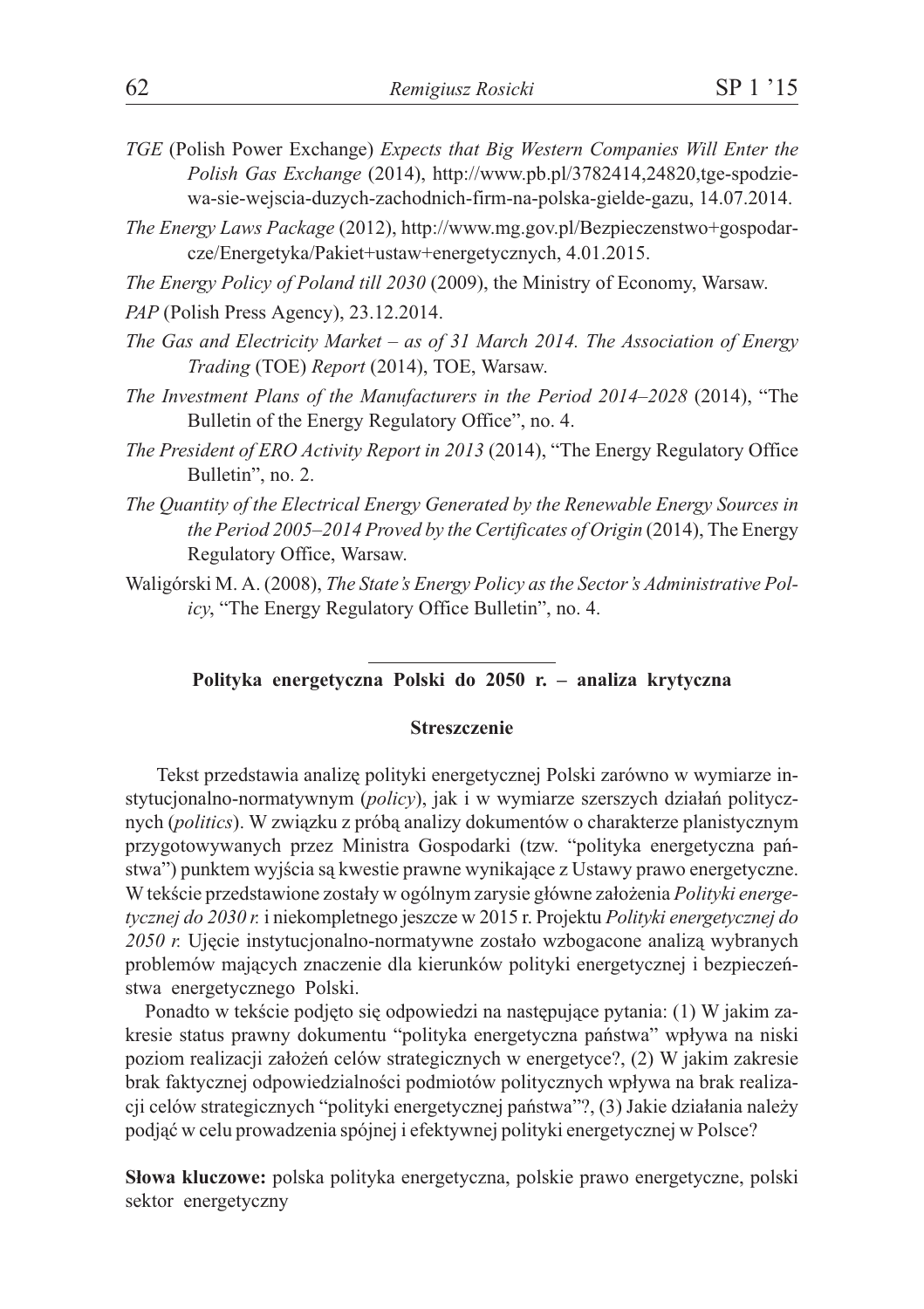*TGE* (Polish Power Exchange) *Expects that Big Western Companies Will Enter the Polish Gas Exchange* (2014), http://www.pb.pl/3782414,24820,tge-spodziewa-sie-wejscia-duzych-zachodnich-firm-na-polska-gielde-gazu, 14.07.2014.

*The Energy Laws Package* (2012), http://www.mg.gov.pl/Bezpieczenstwo+gospodarcze/Energetyka/Pakiet+ustaw+energetycznych, 4.01.2015.

*The Energy Policy of Poland till 2030* (2009), the Ministry of Economy, Warsaw.

*PAP* (Polish Press Agency), 23.12.2014.

*The Gas and Electricity Market – as of 31 March 2014. The Association of Energy Trading* (TOE) *Report* (2014), TOE, Warsaw.

*The Investment Plans of the Manufacturers in the Period 2014–2028* (2014), "The Bulletin of the Energy Regulatory Office", no. 4.

*The President of ERO Activity Report in 2013* (2014), "The Energy Regulatory Office Bulletin", no. 2.

*The Quantity of the Electrical Energy Generated by the Renewable Energy Sources in the Period 2005–2014 Proved by the Certificates of Origin* (2014), The Energy Regulatory Office, Warsaw.

Waligórski M. A. (2008), *The State's Energy Policy as the Sector's Administrative Policy*, "The Energy Regulatory Office Bulletin", no. 4.

---

**Polityka energetyczna Polski do 2050 r. – analiza krytyczna**

**Streszczenie**

Tekst przedstawia analizę polityki energetycznej Polski zarówno w wymiarze instytucjonalno-normatywnym (*policy*), jak i w wymiarze szerszych działań politycznych (*politics*). W związku z próbą analizy dokumentów o charakterze planistycznym przygotowywanych przez Ministra Gospodarki (tzw. "polityka energetyczna państwa") punktem wyjścia są kwestie prawne wynikające z Ustawy prawo energetyczne. W tekście przedstawione zostały w ogólnym zarysie główne założenia *Polityki energetycznej do 2030 r.* i niekompletnego jeszcze w 2015 r. Projektu *Polityki energetycznej do 2050 r.* Ujęcie instytucjonalno-normatywne zostało wzbogacone analizą wybranych problemów mających znaczenie dla kierunków polityki energetycznej i bezpieczeństwa energetycznego Polski.

Ponadto w tekście podjęto się odpowiedzi na następujące pytania: (1) W jakim zakresie status prawny dokumentu "polityka energetyczna państwa" wpływa na niski poziom realizacji założeń celów strategicznych w energetyce?, (2) W jakim zakresie brak faktycznej odpowiedzialności podmiotów politycznych wpływa na brak realizacji celów strategicznych "polityki energetycznej państwa"?, (3) Jakie działania należy podjąć w celu prowadzenia spójnej i efektywnej polityki energetycznej w Polsce?

**Słowa kluczowe:** polska polityka energetyczna, polskie prawo energetyczne, polski sektor energetyczny